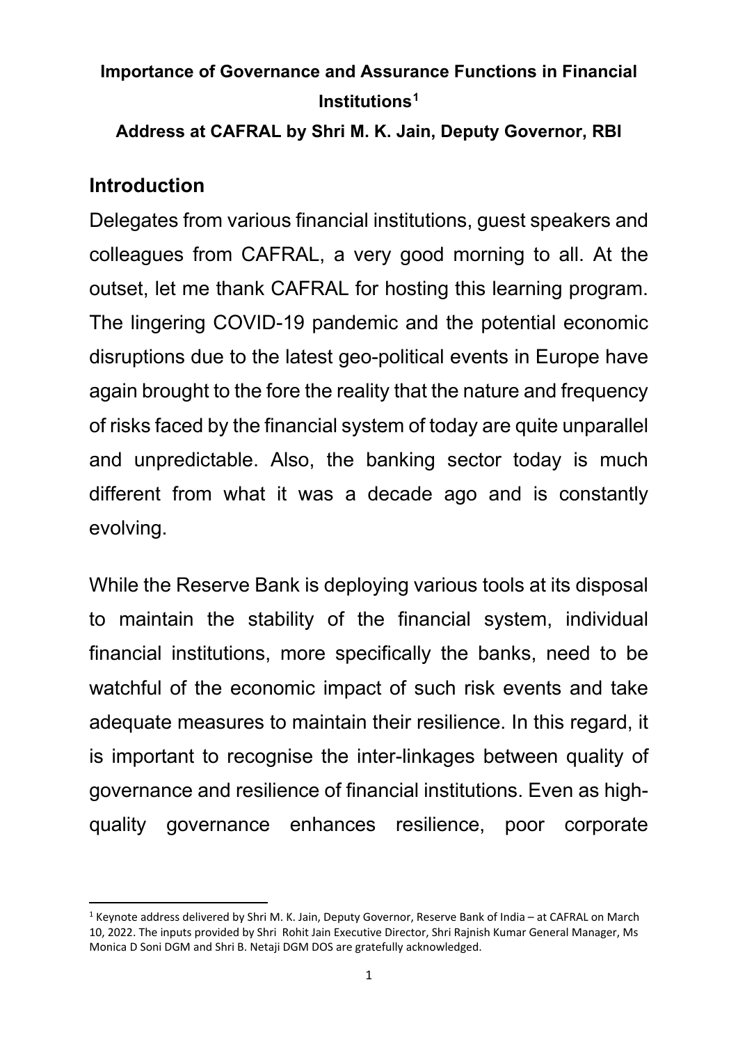**Importance of Governance and Assurance Functions in Financial Institutions[1]**

**Address at CAFRAL by Shri M. K. Jain, Deputy Governor, RBI**

## Introduction

Delegates from various financial institutions, guest speakers and colleagues from CAFRAL, a very good morning to all. At the outset, let me thank CAFRAL for hosting this learning program. The lingering COVID-19 pandemic and the potential economic disruptions due to the latest geo-political events in Europe have again brought to the fore the reality that the nature and frequency of risks faced by the financial system of today are quite unparallel and unpredictable. Also, the banking sector today is much different from what it was a decade ago and is constantly evolving.

While the Reserve Bank is deploying various tools at its disposal to maintain the stability of the financial system, individual financial institutions, more specifically the banks, need to be watchful of the economic impact of such risk events and take adequate measures to maintain their resilience. In this regard, it is important to recognise the inter-linkages between quality of governance and resilience of financial institutions. Even as high-quality governance enhances resilience, poor corporate

---

[1] Keynote address delivered by Shri M. K. Jain, Deputy Governor, Reserve Bank of India – at CAFRAL on March 10, 2022. The inputs provided by Shri Rohit Jain Executive Director, Shri Rajnish Kumar General Manager, Ms Monica D Soni DGM and Shri B. Netaji DGM DOS are gratefully acknowledged.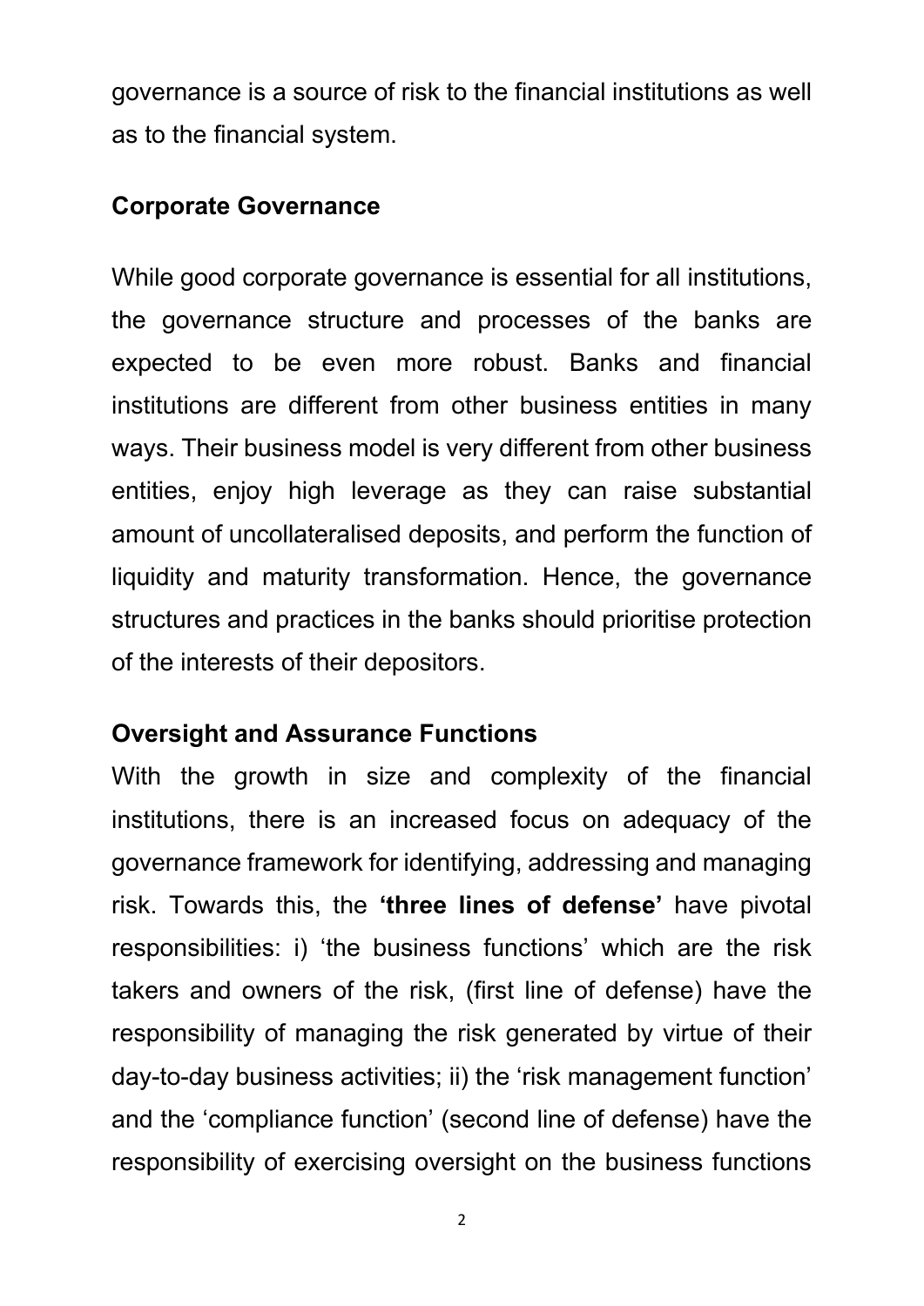governance is a source of risk to the financial institutions as well as to the financial system.

**Corporate Governance**

While good corporate governance is essential for all institutions, the governance structure and processes of the banks are expected to be even more robust. Banks and financial institutions are different from other business entities in many ways. Their business model is very different from other business entities, enjoy high leverage as they can raise substantial amount of uncollateralised deposits, and perform the function of liquidity and maturity transformation. Hence, the governance structures and practices in the banks should prioritise protection of the interests of their depositors.

**Oversight and Assurance Functions**

With the growth in size and complexity of the financial institutions, there is an increased focus on adequacy of the governance framework for identifying, addressing and managing risk. Towards this, the **'three lines of defense'** have pivotal responsibilities: i) 'the business functions' which are the risk takers and owners of the risk, (first line of defense) have the responsibility of managing the risk generated by virtue of their day-to-day business activities; ii) the 'risk management function' and the 'compliance function' (second line of defense) have the responsibility of exercising oversight on the business functions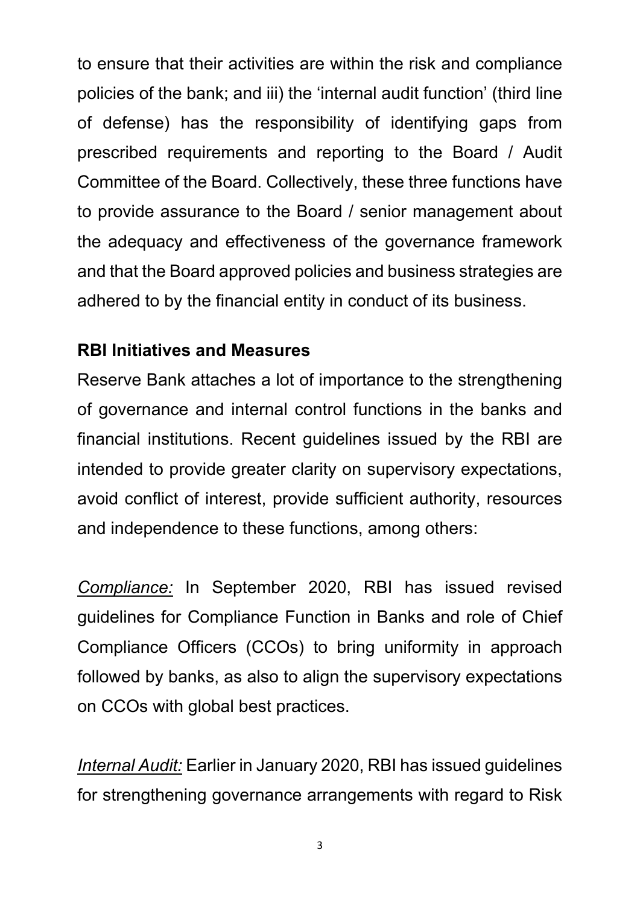to ensure that their activities are within the risk and compliance policies of the bank; and iii) the 'internal audit function' (third line of defense) has the responsibility of identifying gaps from prescribed requirements and reporting to the Board / Audit Committee of the Board. Collectively, these three functions have to provide assurance to the Board / senior management about the adequacy and effectiveness of the governance framework and that the Board approved policies and business strategies are adhered to by the financial entity in conduct of its business.

**RBI Initiatives and Measures**

Reserve Bank attaches a lot of importance to the strengthening of governance and internal control functions in the banks and financial institutions. Recent guidelines issued by the RBI are intended to provide greater clarity on supervisory expectations, avoid conflict of interest, provide sufficient authority, resources and independence to these functions, among others:

*Compliance:* In September 2020, RBI has issued revised guidelines for Compliance Function in Banks and role of Chief Compliance Officers (CCOs) to bring uniformity in approach followed by banks, as also to align the supervisory expectations on CCOs with global best practices.

*Internal Audit:* Earlier in January 2020, RBI has issued guidelines for strengthening governance arrangements with regard to Risk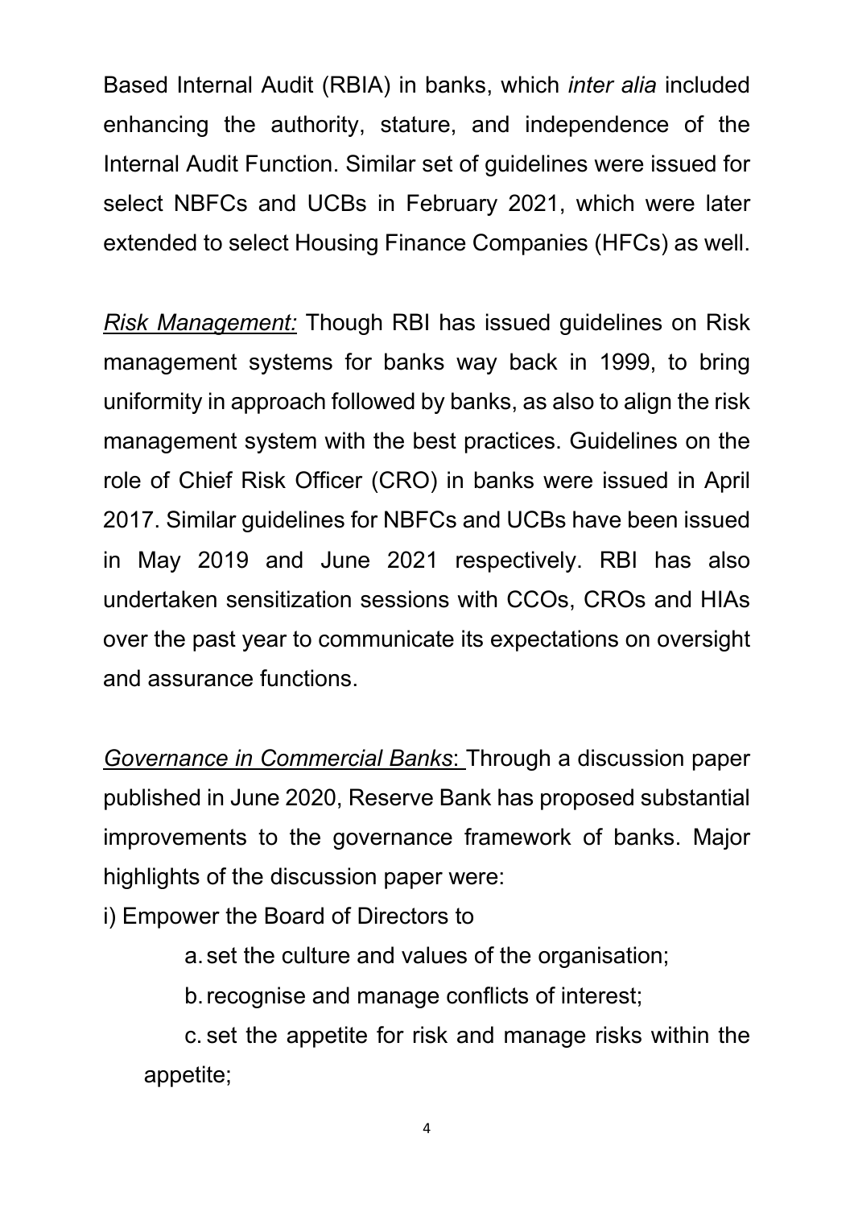Based Internal Audit (RBIA) in banks, which *inter alia* included enhancing the authority, stature, and independence of the Internal Audit Function. Similar set of guidelines were issued for select NBFCs and UCBs in February 2021, which were later extended to select Housing Finance Companies (HFCs) as well.

*Risk Management:* Though RBI has issued guidelines on Risk management systems for banks way back in 1999, to bring uniformity in approach followed by banks, as also to align the risk management system with the best practices. Guidelines on the role of Chief Risk Officer (CRO) in banks were issued in April 2017. Similar guidelines for NBFCs and UCBs have been issued in May 2019 and June 2021 respectively. RBI has also undertaken sensitization sessions with CCOs, CROs and HIAs over the past year to communicate its expectations on oversight and assurance functions.

*Governance in Commercial Banks*: Through a discussion paper published in June 2020, Reserve Bank has proposed substantial improvements to the governance framework of banks. Major highlights of the discussion paper were:

i) Empower the Board of Directors to

a. set the culture and values of the organisation;

b. recognise and manage conflicts of interest;

c. set the appetite for risk and manage risks within the appetite;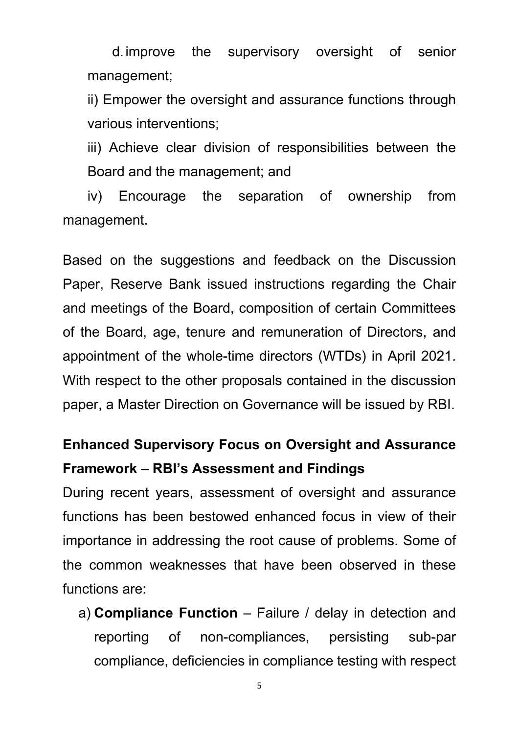d. improve the supervisory oversight of senior management;

ii) Empower the oversight and assurance functions through various interventions;

iii) Achieve clear division of responsibilities between the Board and the management; and

iv) Encourage the separation of ownership from management.

Based on the suggestions and feedback on the Discussion Paper, Reserve Bank issued instructions regarding the Chair and meetings of the Board, composition of certain Committees of the Board, age, tenure and remuneration of Directors, and appointment of the whole-time directors (WTDs) in April 2021. With respect to the other proposals contained in the discussion paper, a Master Direction on Governance will be issued by RBI.

**Enhanced Supervisory Focus on Oversight and Assurance Framework – RBI's Assessment and Findings**

During recent years, assessment of oversight and assurance functions has been bestowed enhanced focus in view of their importance in addressing the root cause of problems. Some of the common weaknesses that have been observed in these functions are:

a) **Compliance Function** – Failure / delay in detection and reporting of non-compliances, persisting sub-par compliance, deficiencies in compliance testing with respect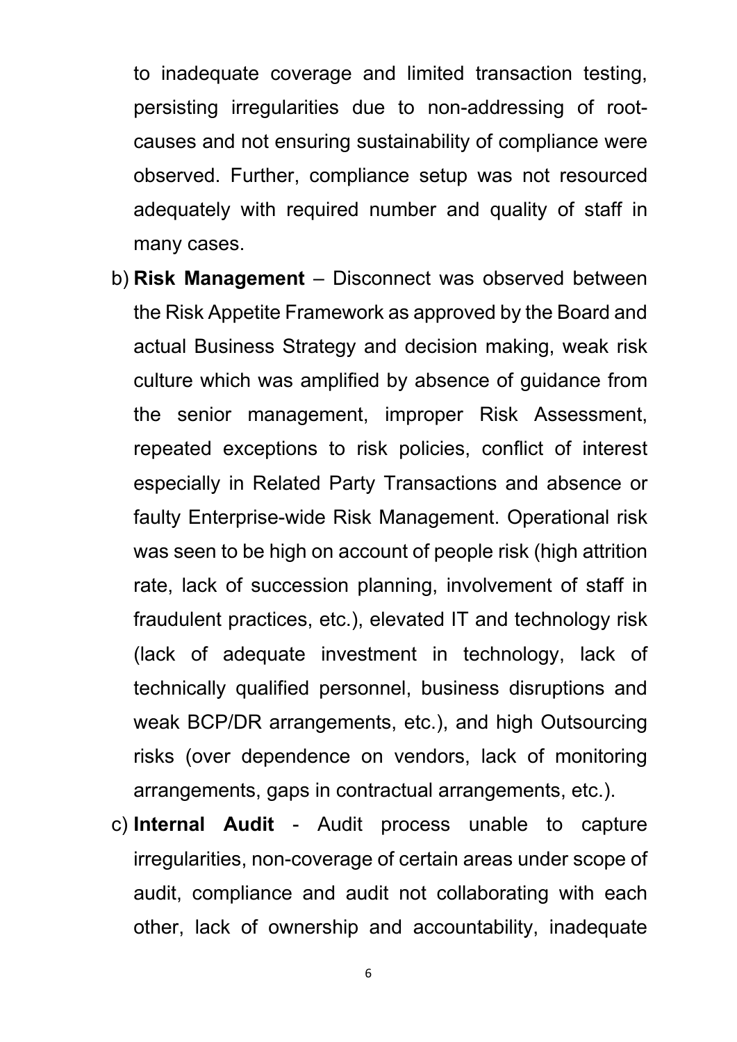to inadequate coverage and limited transaction testing, persisting irregularities due to non-addressing of root-causes and not ensuring sustainability of compliance were observed. Further, compliance setup was not resourced adequately with required number and quality of staff in many cases.

b) **Risk Management** – Disconnect was observed between the Risk Appetite Framework as approved by the Board and actual Business Strategy and decision making, weak risk culture which was amplified by absence of guidance from the senior management, improper Risk Assessment, repeated exceptions to risk policies, conflict of interest especially in Related Party Transactions and absence or faulty Enterprise-wide Risk Management. Operational risk was seen to be high on account of people risk (high attrition rate, lack of succession planning, involvement of staff in fraudulent practices, etc.), elevated IT and technology risk (lack of adequate investment in technology, lack of technically qualified personnel, business disruptions and weak BCP/DR arrangements, etc.), and high Outsourcing risks (over dependence on vendors, lack of monitoring arrangements, gaps in contractual arrangements, etc.).

c) **Internal Audit** - Audit process unable to capture irregularities, non-coverage of certain areas under scope of audit, compliance and audit not collaborating with each other, lack of ownership and accountability, inadequate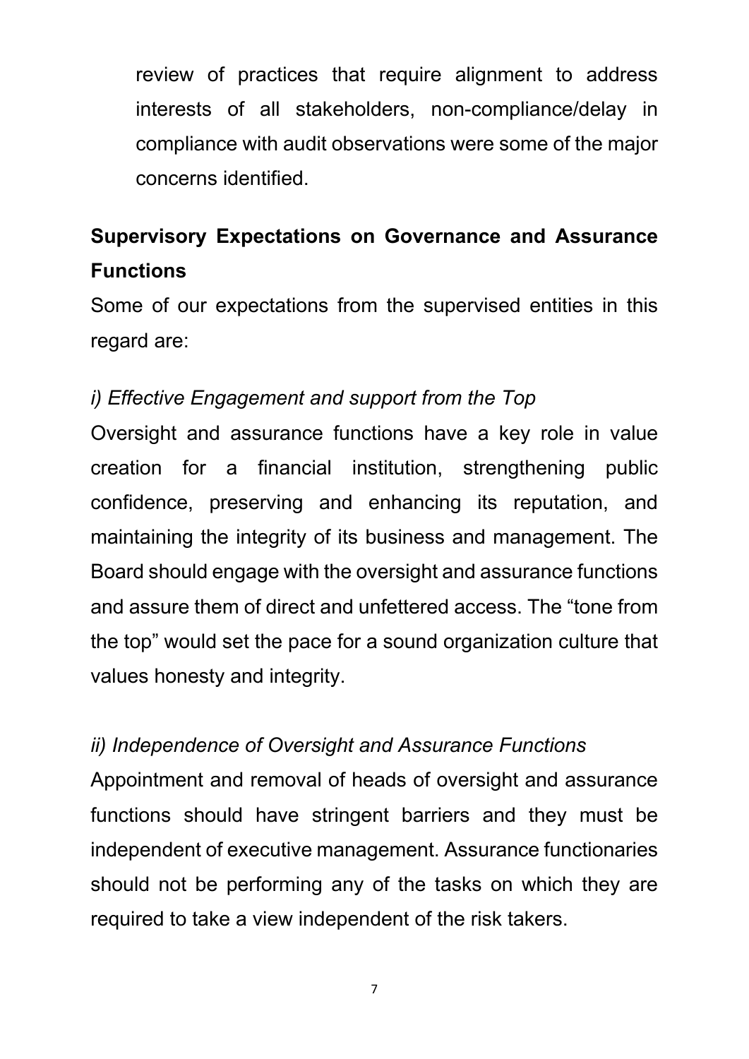review of practices that require alignment to address interests of all stakeholders, non-compliance/delay in compliance with audit observations were some of the major concerns identified.

## Supervisory Expectations on Governance and Assurance Functions

Some of our expectations from the supervised entities in this regard are:

*i) Effective Engagement and support from the Top*

Oversight and assurance functions have a key role in value creation for a financial institution, strengthening public confidence, preserving and enhancing its reputation, and maintaining the integrity of its business and management. The Board should engage with the oversight and assurance functions and assure them of direct and unfettered access. The "tone from the top" would set the pace for a sound organization culture that values honesty and integrity.

*ii) Independence of Oversight and Assurance Functions*

Appointment and removal of heads of oversight and assurance functions should have stringent barriers and they must be independent of executive management. Assurance functionaries should not be performing any of the tasks on which they are required to take a view independent of the risk takers.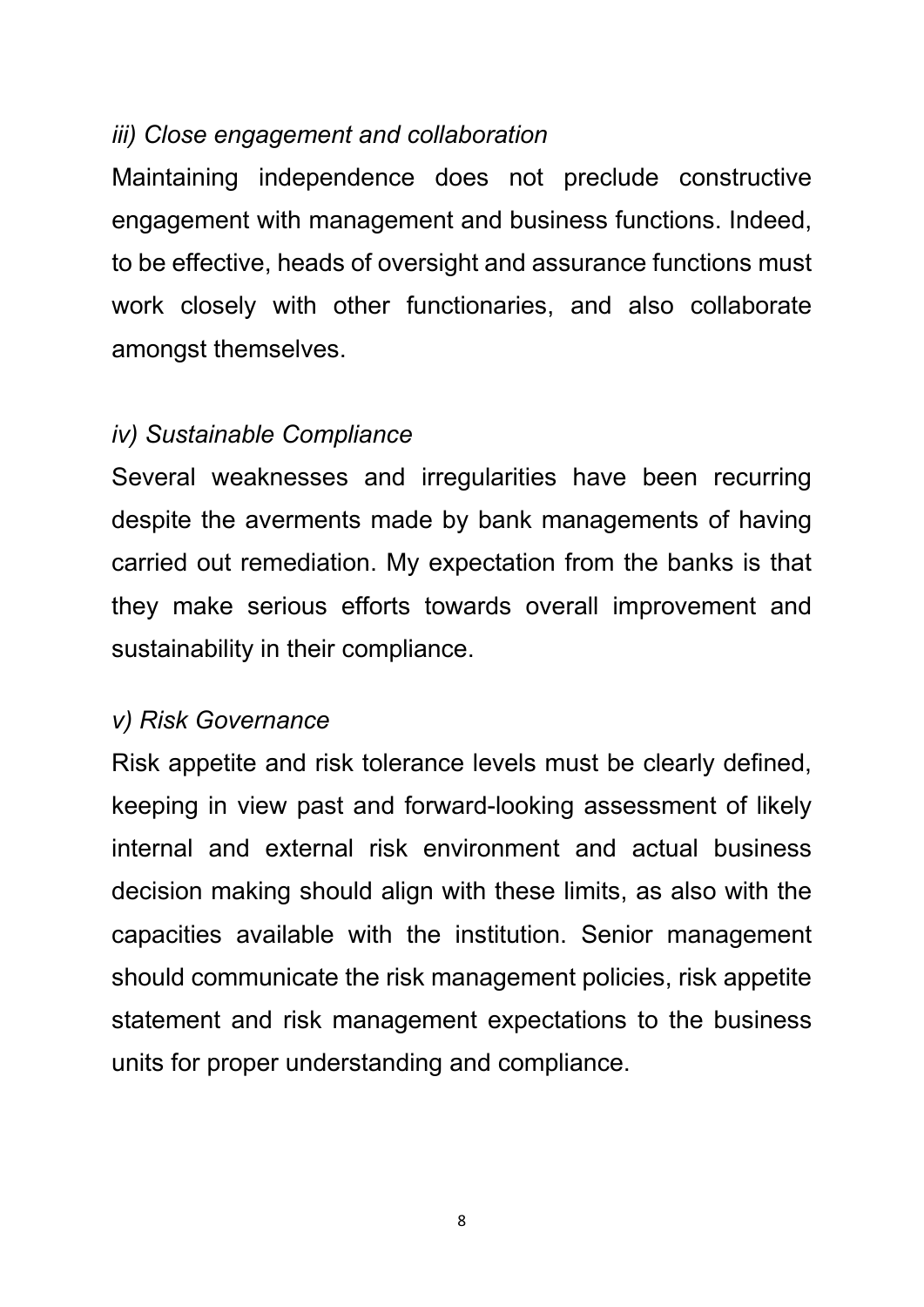*iii) Close engagement and collaboration*

Maintaining independence does not preclude constructive engagement with management and business functions. Indeed, to be effective, heads of oversight and assurance functions must work closely with other functionaries, and also collaborate amongst themselves.

*iv) Sustainable Compliance*

Several weaknesses and irregularities have been recurring despite the averments made by bank managements of having carried out remediation. My expectation from the banks is that they make serious efforts towards overall improvement and sustainability in their compliance.

*v) Risk Governance*

Risk appetite and risk tolerance levels must be clearly defined, keeping in view past and forward-looking assessment of likely internal and external risk environment and actual business decision making should align with these limits, as also with the capacities available with the institution. Senior management should communicate the risk management policies, risk appetite statement and risk management expectations to the business units for proper understanding and compliance.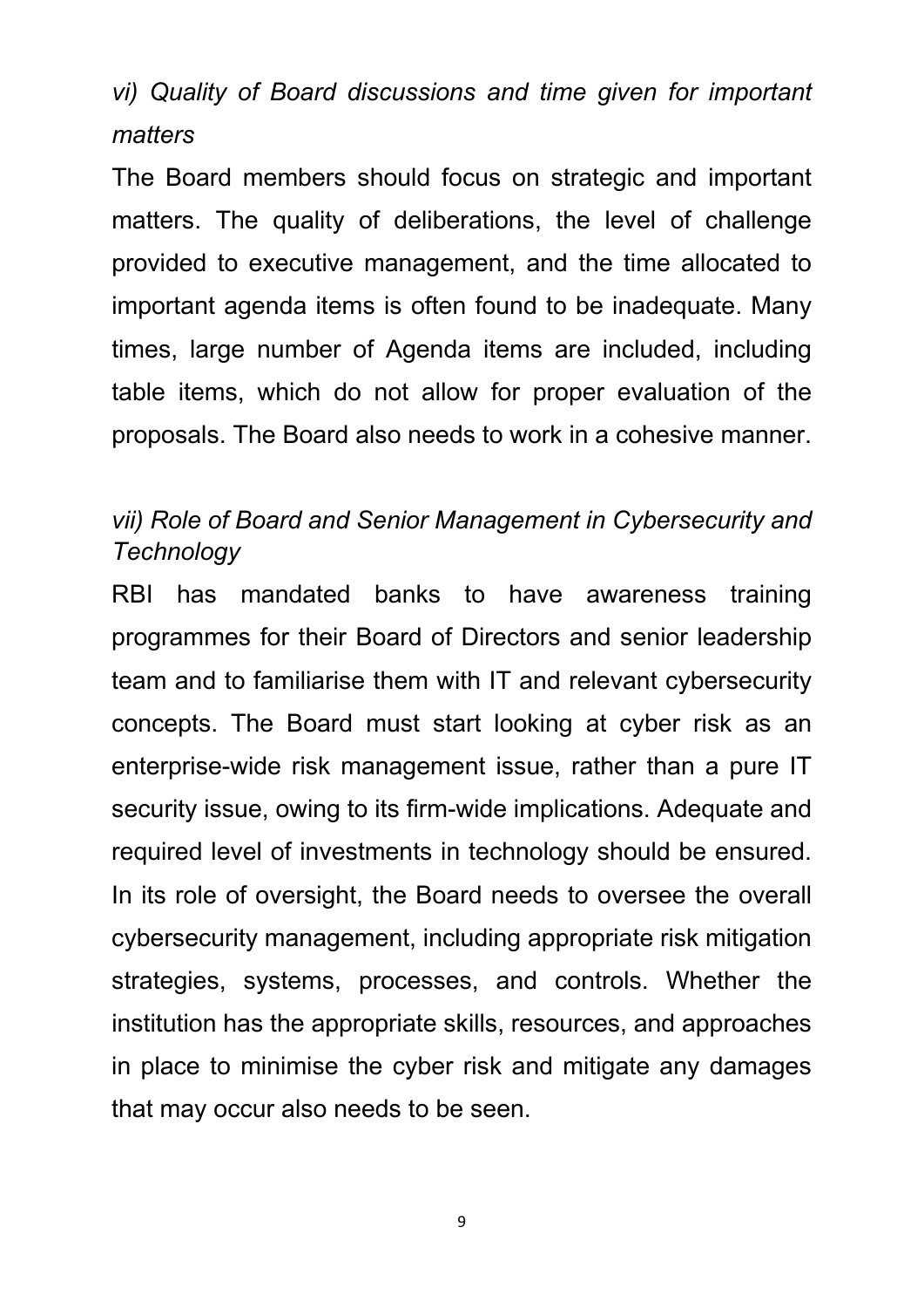*vi) Quality of Board discussions and time given for important matters*

The Board members should focus on strategic and important matters. The quality of deliberations, the level of challenge provided to executive management, and the time allocated to important agenda items is often found to be inadequate. Many times, large number of Agenda items are included, including table items, which do not allow for proper evaluation of the proposals. The Board also needs to work in a cohesive manner.

*vii) Role of Board and Senior Management in Cybersecurity and Technology*

RBI has mandated banks to have awareness training programmes for their Board of Directors and senior leadership team and to familiarise them with IT and relevant cybersecurity concepts. The Board must start looking at cyber risk as an enterprise-wide risk management issue, rather than a pure IT security issue, owing to its firm-wide implications. Adequate and required level of investments in technology should be ensured. In its role of oversight, the Board needs to oversee the overall cybersecurity management, including appropriate risk mitigation strategies, systems, processes, and controls. Whether the institution has the appropriate skills, resources, and approaches in place to minimise the cyber risk and mitigate any damages that may occur also needs to be seen.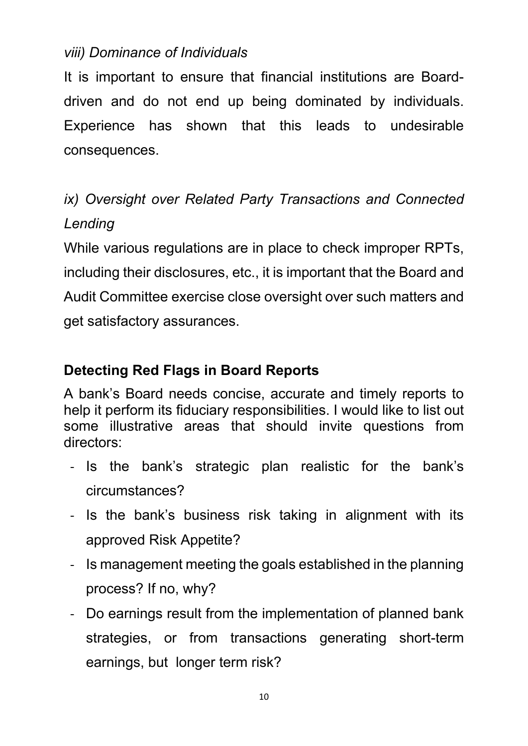*viii) Dominance of Individuals*

It is important to ensure that financial institutions are Board-driven and do not end up being dominated by individuals. Experience has shown that this leads to undesirable consequences.

*ix) Oversight over Related Party Transactions and Connected Lending*

While various regulations are in place to check improper RPTs, including their disclosures, etc., it is important that the Board and Audit Committee exercise close oversight over such matters and get satisfactory assurances.

**Detecting Red Flags in Board Reports**

A bank's Board needs concise, accurate and timely reports to help it perform its fiduciary responsibilities. I would like to list out some illustrative areas that should invite questions from directors:

- Is the bank's strategic plan realistic for the bank's circumstances?
- Is the bank's business risk taking in alignment with its approved Risk Appetite?
- Is management meeting the goals established in the planning process? If no, why?
- Do earnings result from the implementation of planned bank strategies, or from transactions generating short-term earnings, but longer term risk?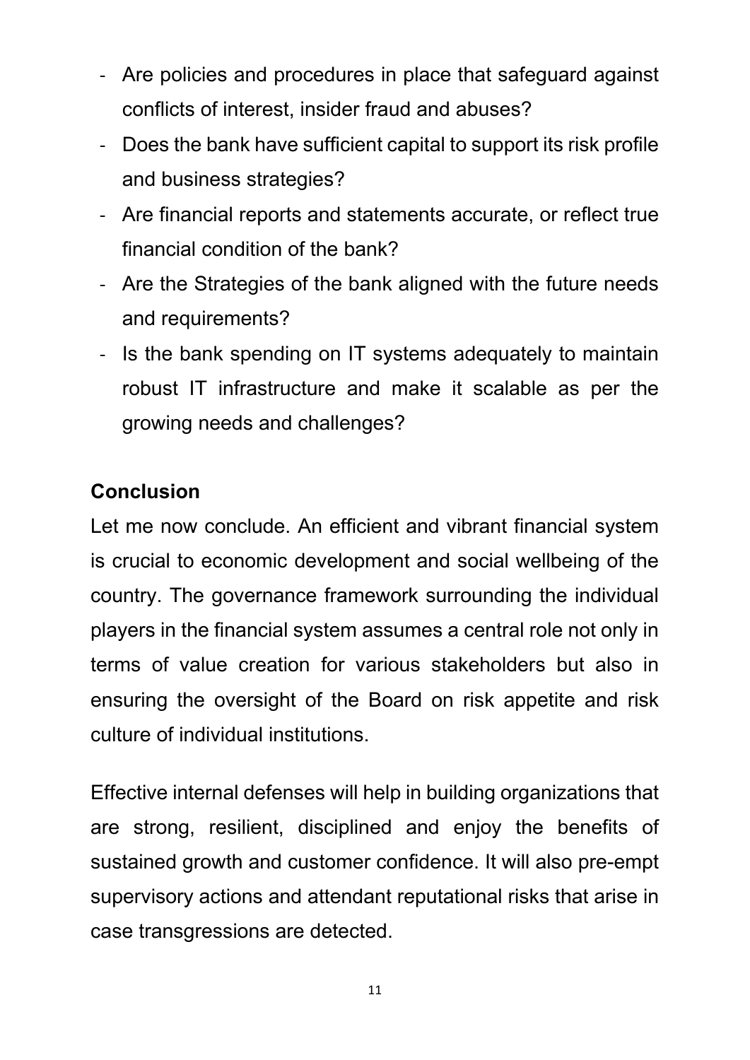- Are policies and procedures in place that safeguard against conflicts of interest, insider fraud and abuses?
- Does the bank have sufficient capital to support its risk profile and business strategies?
- Are financial reports and statements accurate, or reflect true financial condition of the bank?
- Are the Strategies of the bank aligned with the future needs and requirements?
- Is the bank spending on IT systems adequately to maintain robust IT infrastructure and make it scalable as per the growing needs and challenges?

**Conclusion**

Let me now conclude. An efficient and vibrant financial system is crucial to economic development and social wellbeing of the country. The governance framework surrounding the individual players in the financial system assumes a central role not only in terms of value creation for various stakeholders but also in ensuring the oversight of the Board on risk appetite and risk culture of individual institutions.

Effective internal defenses will help in building organizations that are strong, resilient, disciplined and enjoy the benefits of sustained growth and customer confidence. It will also pre-empt supervisory actions and attendant reputational risks that arise in case transgressions are detected.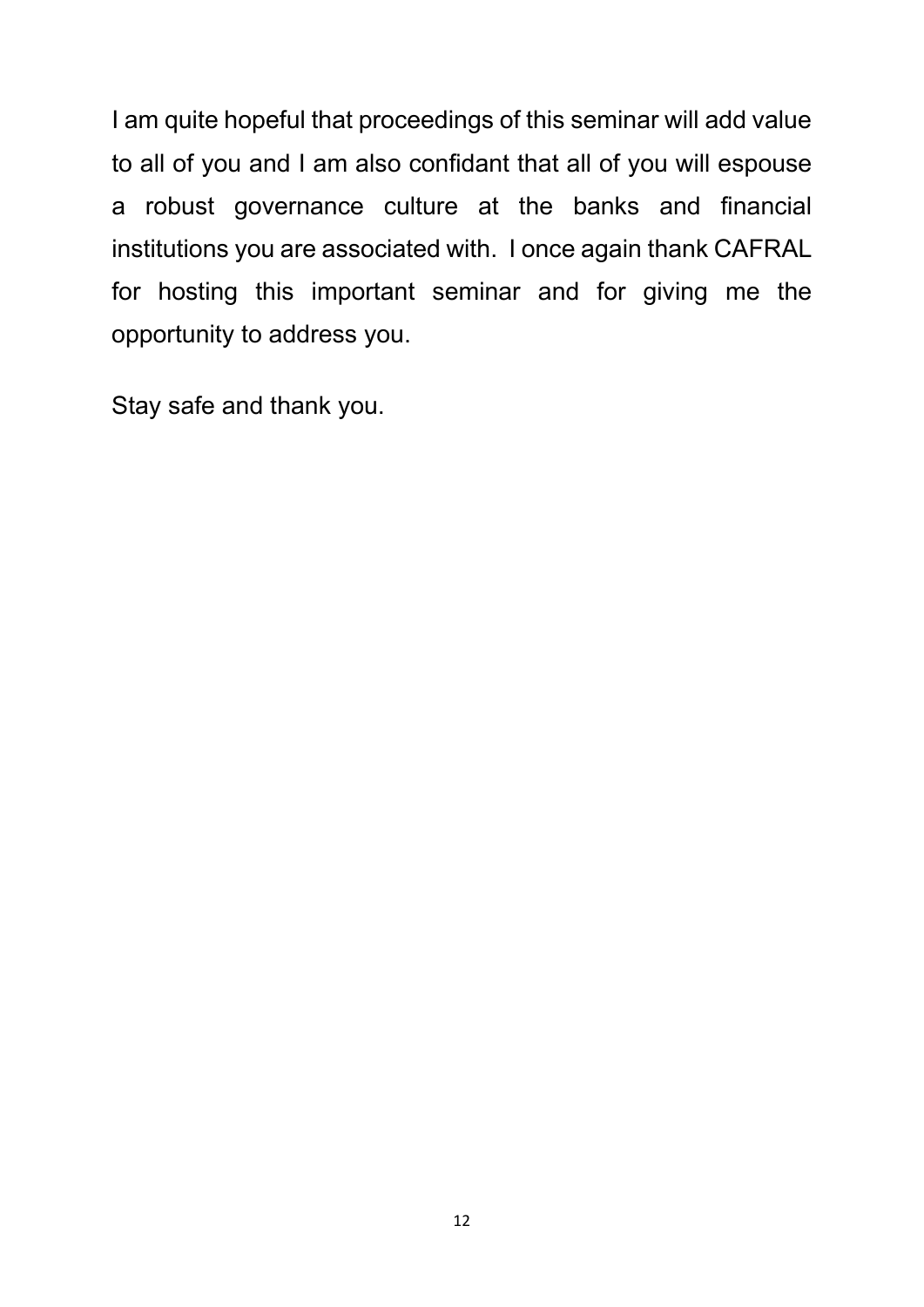I am quite hopeful that proceedings of this seminar will add value to all of you and I am also confidant that all of you will espouse a robust governance culture at the banks and financial institutions you are associated with. I once again thank CAFRAL for hosting this important seminar and for giving me the opportunity to address you.

Stay safe and thank you.